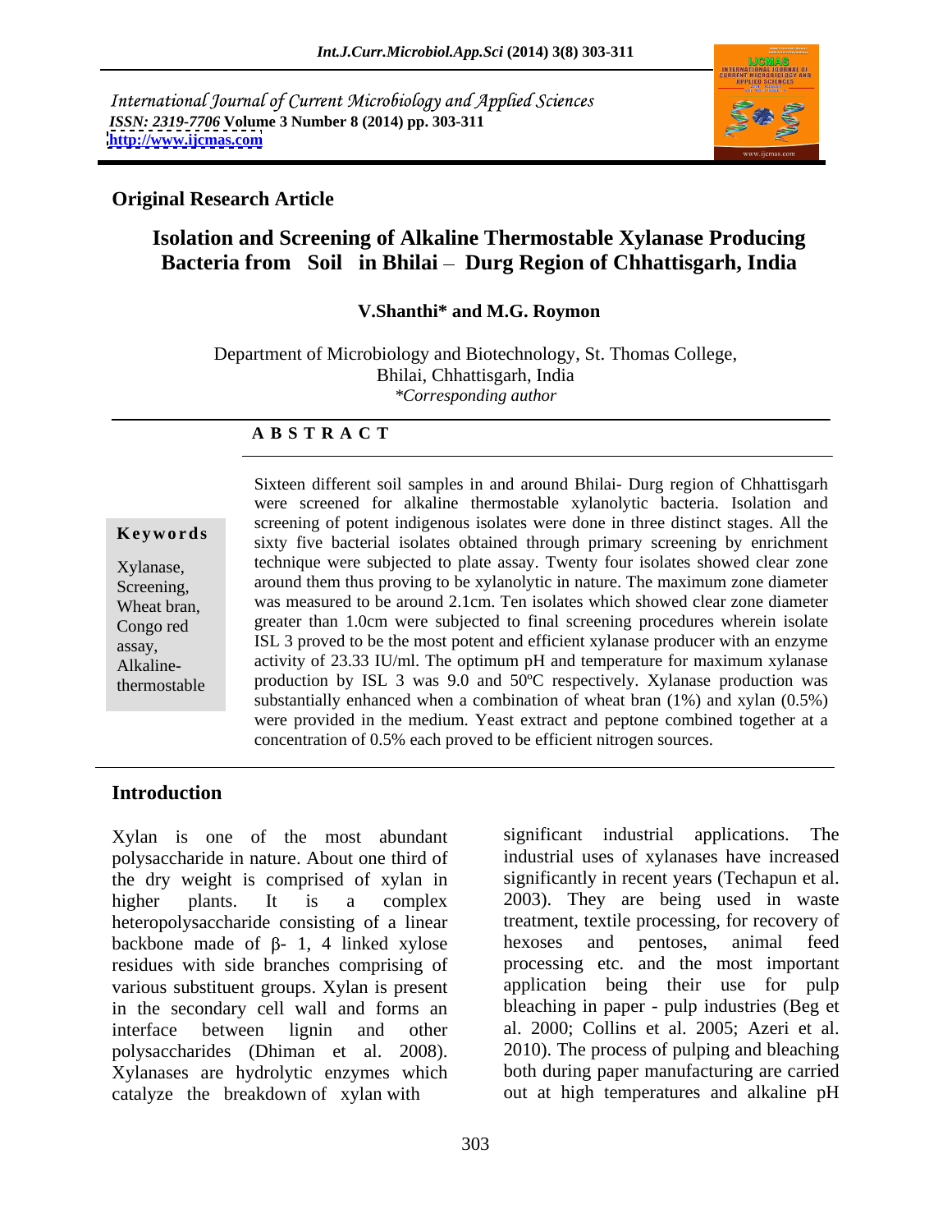International Journal of Current Microbiology and Applied Sciences
*ISSN: 2319-7706* **Volume 3 Number 8 (2014) pp. 303-311**
**http://www.ijcmas.com**

**Original Research Article**

# Isolation and Screening of Alkaline Thermostable Xylanase Producing Bacteria from Soil in Bhilai – Durg Region of Chhattisgarh, India

**V.Shanthi\* and M.G. Roymon**

Department of Microbiology and Biotechnology, St. Thomas College, Bhilai, Chhattisgarh, India
*\*Corresponding author*

## A B S T R A C T

**Keywords**

Xylanase, Screening, Wheat bran, Congo red assay, Alkaline-thermostable

Sixteen different soil samples in and around Bhilai- Durg region of Chhattisgarh were screened for alkaline thermostable xylanolytic bacteria. Isolation and screening of potent indigenous isolates were done in three distinct stages. All the sixty five bacterial isolates obtained through primary screening by enrichment technique were subjected to plate assay. Twenty four isolates showed clear zone around them thus proving to be xylanolytic in nature. The maximum zone diameter was measured to be around 2.1cm. Ten isolates which showed clear zone diameter greater than 1.0cm were subjected to final screening procedures wherein isolate ISL 3 proved to be the most potent and efficient xylanase producer with an enzyme activity of 23.33 IU/ml. The optimum pH and temperature for maximum xylanase production by ISL 3 was 9.0 and 50ºC respectively. Xylanase production was substantially enhanced when a combination of wheat bran (1%) and xylan (0.5%) were provided in the medium. Yeast extract and peptone combined together at a concentration of 0.5% each proved to be efficient nitrogen sources.

## Introduction

Xylan is one of the most abundant polysaccharide in nature. About one third of the dry weight is comprised of xylan in higher plants. It is a complex heteropolysaccharide consisting of a linear backbone made of β- 1, 4 linked xylose residues with side branches comprising of various substituent groups. Xylan is present in the secondary cell wall and forms an interface between lignin and other polysaccharides (Dhiman et al. 2008). Xylanases are hydrolytic enzymes which catalyze the breakdown of xylan with significant industrial applications. The industrial uses of xylanases have increased significantly in recent years (Techapun et al. 2003). They are being used in waste treatment, textile processing, for recovery of hexoses and pentoses, animal feed processing etc. and the most important application being their use for pulp bleaching in paper - pulp industries (Beg et al. 2000; Collins et al. 2005; Azeri et al. 2010). The process of pulping and bleaching both during paper manufacturing are carried out at high temperatures and alkaline pH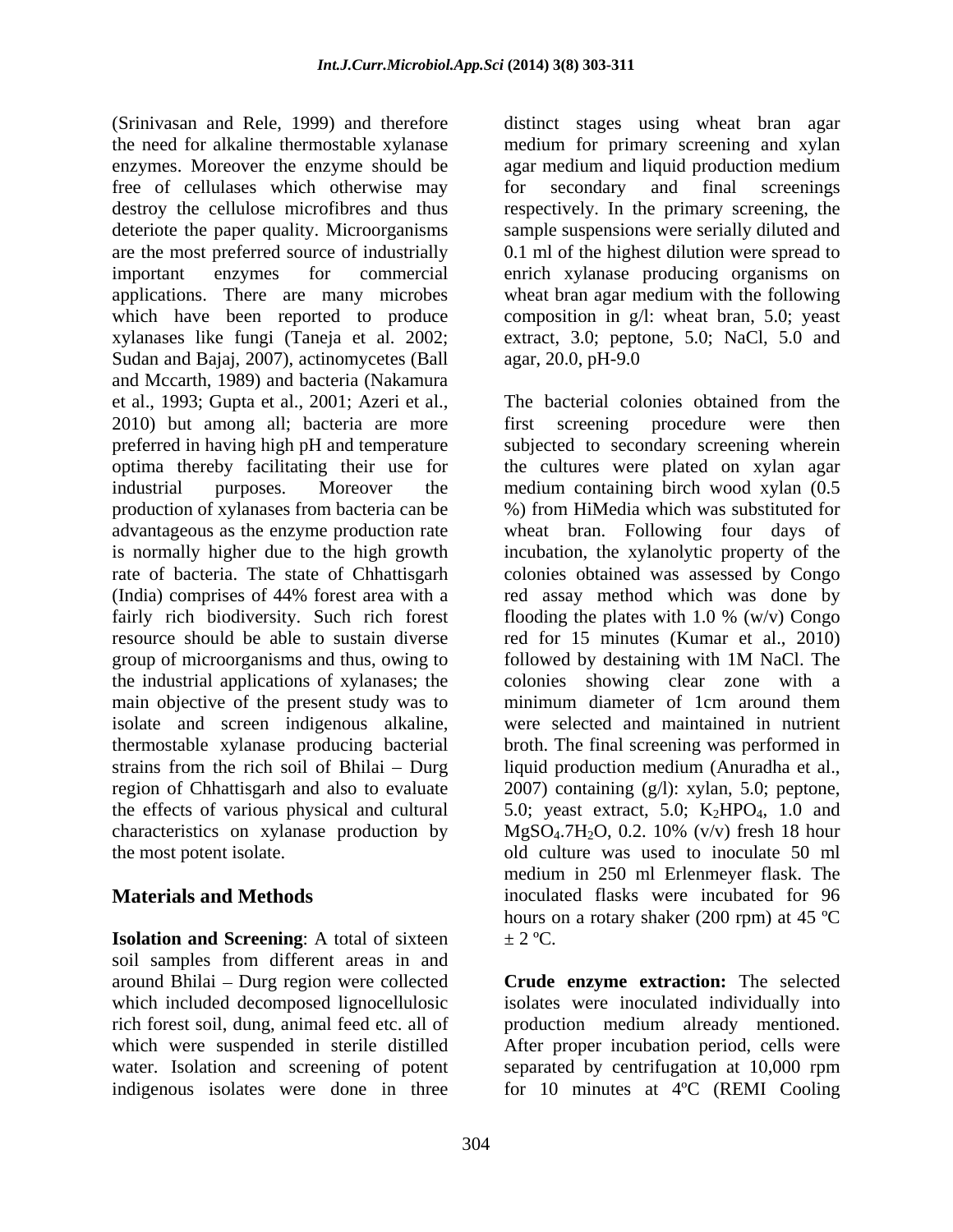(Srinivasan and Rele, 1999) and therefore the need for alkaline thermostable xylanase enzymes. Moreover the enzyme should be free of cellulases which otherwise may destroy the cellulose microfibres and thus deteriote the paper quality. Microorganisms are the most preferred source of industrially important enzymes for commercial applications. There are many microbes which have been reported to produce xylanases like fungi (Taneja et al. 2002; Sudan and Bajaj, 2007), actinomycetes (Ball and Mccarth, 1989) and bacteria (Nakamura et al., 1993; Gupta et al., 2001; Azeri et al., 2010) but among all; bacteria are more preferred in having high pH and temperature optima thereby facilitating their use for industrial purposes. Moreover the production of xylanases from bacteria can be advantageous as the enzyme production rate is normally higher due to the high growth rate of bacteria. The state of Chhattisgarh (India) comprises of 44% forest area with a fairly rich biodiversity. Such rich forest resource should be able to sustain diverse group of microorganisms and thus, owing to the industrial applications of xylanases; the main objective of the present study was to isolate and screen indigenous alkaline, thermostable xylanase producing bacterial strains from the rich soil of Bhilai – Durg region of Chhattisgarh and also to evaluate the effects of various physical and cultural characteristics on xylanase production by the most potent isolate.

## Materials and Methods

**Isolation and Screening**: A total of sixteen soil samples from different areas in and around Bhilai – Durg region were collected which included decomposed lignocellulosic rich forest soil, dung, animal feed etc. all of which were suspended in sterile distilled water. Isolation and screening of potent indigenous isolates were done in three distinct stages using wheat bran agar medium for primary screening and xylan agar medium and liquid production medium for secondary and final screenings respectively. In the primary screening, the sample suspensions were serially diluted and 0.1 ml of the highest dilution were spread to enrich xylanase producing organisms on wheat bran agar medium with the following composition in g/l: wheat bran, 5.0; yeast extract, 3.0; peptone, 5.0; NaCl, 5.0 and agar, 20.0, pH-9.0

The bacterial colonies obtained from the first screening procedure were then subjected to secondary screening wherein the cultures were plated on xylan agar medium containing birch wood xylan (0.5 %) from HiMedia which was substituted for wheat bran. Following four days of incubation, the xylanolytic property of the colonies obtained was assessed by Congo red assay method which was done by flooding the plates with 1.0 % (w/v) Congo red for 15 minutes (Kumar et al., 2010) followed by destaining with 1M NaCl. The colonies showing clear zone with a minimum diameter of 1cm around them were selected and maintained in nutrient broth. The final screening was performed in liquid production medium (Anuradha et al., 2007) containing (g/l): xylan, 5.0; peptone, 5.0; yeast extract, 5.0; $K_2HPO_4$, 1.0 and $MgSO_4.7H_2O$, 0.2. 10% (v/v) fresh 18 hour old culture was used to inoculate 50 ml medium in 250 ml Erlenmeyer flask. The inoculated flasks were incubated for 96 hours on a rotary shaker (200 rpm) at 45 ºC ± 2 ºC.

**Crude enzyme extraction:** The selected isolates were inoculated individually into production medium already mentioned. After proper incubation period, cells were separated by centrifugation at 10,000 rpm for 10 minutes at 4ºC (REMI Cooling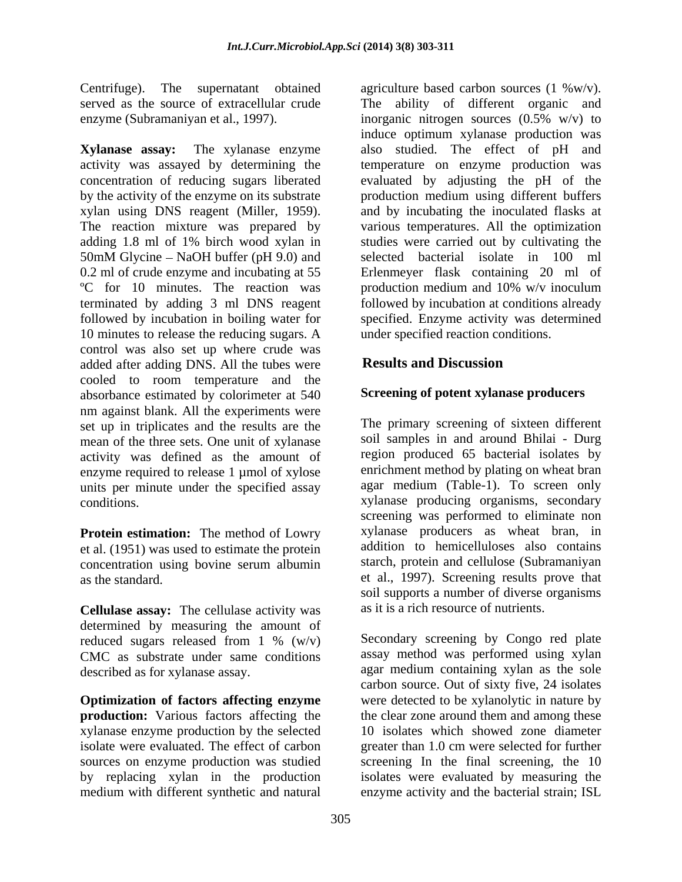Centrifuge). The supernatant obtained served as the source of extracellular crude enzyme (Subramaniyan et al., 1997).

**Xylanase assay:** The xylanase enzyme activity was assayed by determining the concentration of reducing sugars liberated by the activity of the enzyme on its substrate xylan using DNS reagent (Miller, 1959). The reaction mixture was prepared by adding 1.8 ml of 1% birch wood xylan in 50mM Glycine – NaOH buffer (pH 9.0) and 0.2 ml of crude enzyme and incubating at 55 ºC for 10 minutes. The reaction was terminated by adding 3 ml DNS reagent followed by incubation in boiling water for 10 minutes to release the reducing sugars. A control was also set up where crude was added after adding DNS. All the tubes were cooled to room temperature and the absorbance estimated by colorimeter at 540 nm against blank. All the experiments were set up in triplicates and the results are the mean of the three sets. One unit of xylanase activity was defined as the amount of enzyme required to release 1 µmol of xylose units per minute under the specified assay conditions.

**Protein estimation:** The method of Lowry et al. (1951) was used to estimate the protein concentration using bovine serum albumin as the standard.

**Cellulase assay:** The cellulase activity was determined by measuring the amount of reduced sugars released from 1 % (w/v) CMC as substrate under same conditions described as for xylanase assay.

**Optimization of factors affecting enzyme production:** Various factors affecting the xylanase enzyme production by the selected isolate were evaluated. The effect of carbon sources on enzyme production was studied by replacing xylan in the production medium with different synthetic and natural agriculture based carbon sources (1 %w/v). The ability of different organic and inorganic nitrogen sources (0.5% w/v) to induce optimum xylanase production was also studied. The effect of pH and temperature on enzyme production was evaluated by adjusting the pH of the production medium using different buffers and by incubating the inoculated flasks at various temperatures. All the optimization studies were carried out by cultivating the selected bacterial isolate in 100 ml Erlenmeyer flask containing 20 ml of production medium and 10% w/v inoculum followed by incubation at conditions already specified. Enzyme activity was determined under specified reaction conditions.

## Results and Discussion

### Screening of potent xylanase producers

The primary screening of sixteen different soil samples in and around Bhilai - Durg region produced 65 bacterial isolates by enrichment method by plating on wheat bran agar medium (Table-1). To screen only xylanase producing organisms, secondary screening was performed to eliminate non xylanase producers as wheat bran, in addition to hemicelluloses also contains starch, protein and cellulose (Subramaniyan et al., 1997). Screening results prove that soil supports a number of diverse organisms as it is a rich resource of nutrients.

Secondary screening by Congo red plate assay method was performed using xylan agar medium containing xylan as the sole carbon source. Out of sixty five, 24 isolates were detected to be xylanolytic in nature by the clear zone around them and among these 10 isolates which showed zone diameter greater than 1.0 cm were selected for further screening In the final screening, the 10 isolates were evaluated by measuring the enzyme activity and the bacterial strain; ISL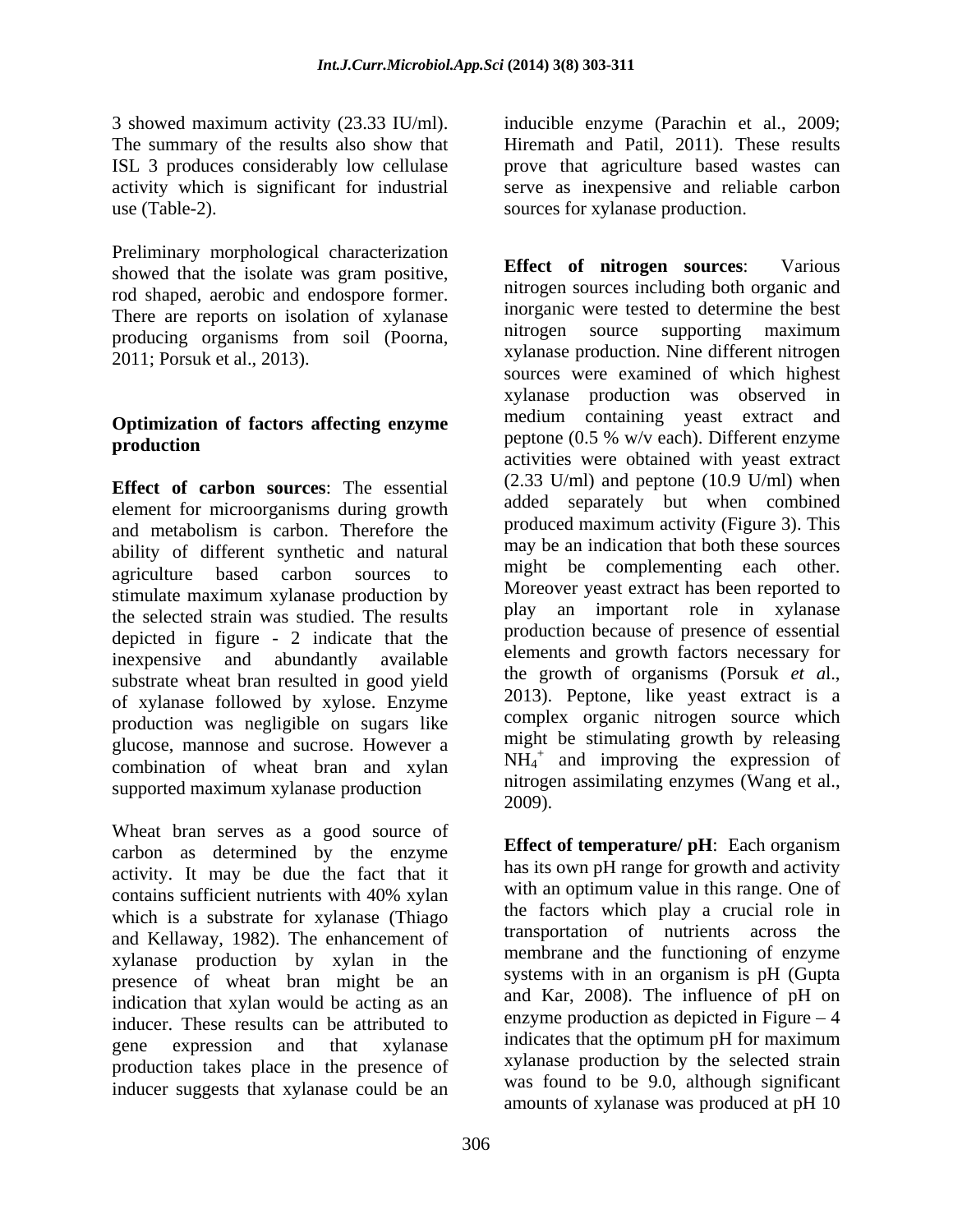3 showed maximum activity (23.33 IU/ml). The summary of the results also show that ISL 3 produces considerably low cellulase activity which is significant for industrial use (Table-2).

Preliminary morphological characterization showed that the isolate was gram positive, rod shaped, aerobic and endospore former. There are reports on isolation of xylanase producing organisms from soil (Poorna, 2011; Porsuk et al., 2013).

## Optimization of factors affecting enzyme production

**Effect of carbon sources**: The essential element for microorganisms during growth and metabolism is carbon. Therefore the ability of different synthetic and natural agriculture based carbon sources to stimulate maximum xylanase production by the selected strain was studied. The results depicted in figure - 2 indicate that the inexpensive and abundantly available substrate wheat bran resulted in good yield of xylanase followed by xylose. Enzyme production was negligible on sugars like glucose, mannose and sucrose. However a combination of wheat bran and xylan supported maximum xylanase production

Wheat bran serves as a good source of carbon as determined by the enzyme activity. It may be due the fact that it contains sufficient nutrients with 40% xylan which is a substrate for xylanase (Thiago and Kellaway, 1982). The enhancement of xylanase production by xylan in the presence of wheat bran might be an indication that xylan would be acting as an inducer. These results can be attributed to gene expression and that xylanase production takes place in the presence of inducer suggests that xylanase could be an inducible enzyme (Parachin et al., 2009; Hiremath and Patil, 2011). These results prove that agriculture based wastes can serve as inexpensive and reliable carbon sources for xylanase production.

**Effect of nitrogen sources**: Various nitrogen sources including both organic and inorganic were tested to determine the best nitrogen source supporting maximum xylanase production. Nine different nitrogen sources were examined of which highest xylanase production was observed in medium containing yeast extract and peptone (0.5 % w/v each). Different enzyme activities were obtained with yeast extract (2.33 U/ml) and peptone (10.9 U/ml) when added separately but when combined produced maximum activity (Figure 3). This may be an indication that both these sources might be complementing each other. Moreover yeast extract has been reported to play an important role in xylanase production because of presence of essential elements and growth factors necessary for the growth of organisms (Porsuk *et al.*, 2013). Peptone, like yeast extract is a complex organic nitrogen source which might be stimulating growth by releasing $NH_4^+$ and improving the expression of nitrogen assimilating enzymes (Wang et al., 2009).

**Effect of temperature/ pH**: Each organism has its own pH range for growth and activity with an optimum value in this range. One of the factors which play a crucial role in transportation of nutrients across the membrane and the functioning of enzyme systems with in an organism is pH (Gupta and Kar, 2008). The influence of pH on enzyme production as depicted in Figure – 4 indicates that the optimum pH for maximum xylanase production by the selected strain was found to be 9.0, although significant amounts of xylanase was produced at pH 10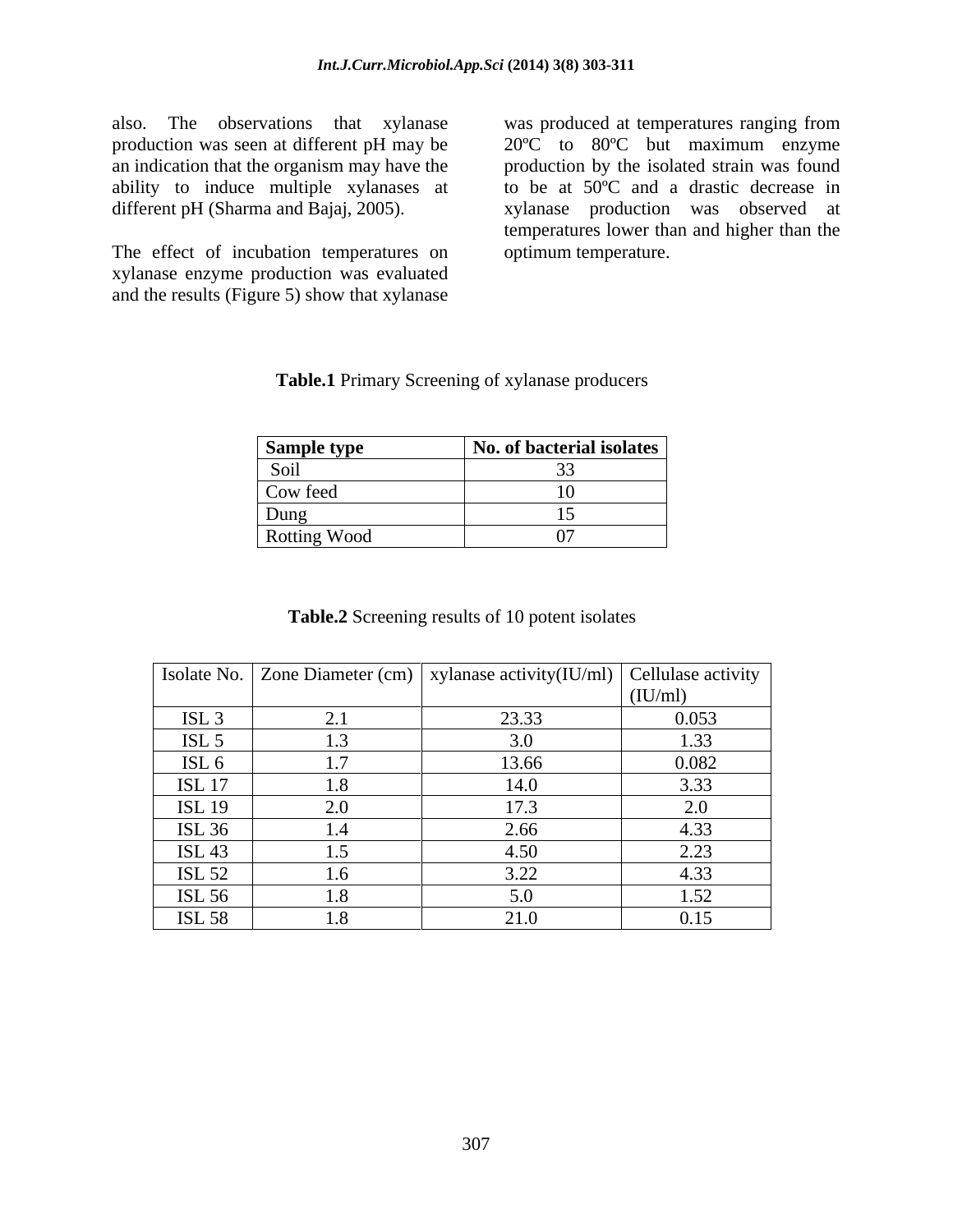also. The observations that xylanase production was seen at different pH may be an indication that the organism may have the ability to induce multiple xylanases at different pH (Sharma and Bajaj, 2005).

The effect of incubation temperatures on xylanase enzyme production was evaluated and the results (Figure 5) show that xylanase was produced at temperatures ranging from 20ºC to 80ºC but maximum enzyme production by the isolated strain was found to be at 50ºC and a drastic decrease in xylanase production was observed at temperatures lower than and higher than the optimum temperature.

**Table.1** Primary Screening of xylanase producers

| **Sample type** | **No. of bacterial isolates** |
|---|---|
| Soil | 33 |
| Cow feed | 10 |
| Dung | 15 |
| Rotting Wood | 07 |

**Table.2** Screening results of 10 potent isolates

| Isolate No. | Zone Diameter (cm) | xylanase activity(IU/ml) | Cellulase activity (IU/ml) |
|---|---|---|---|
| ISL 3 | 2.1 | 23.33 | 0.053 |
| ISL 5 | 1.3 | 3.0 | 1.33 |
| ISL 6 | 1.7 | 13.66 | 0.082 |
| ISL 17 | 1.8 | 14.0 | 3.33 |
| ISL 19 | 2.0 | 17.3 | 2.0 |
| ISL 36 | 1.4 | 2.66 | 4.33 |
| ISL 43 | 1.5 | 4.50 | 2.23 |
| ISL 52 | 1.6 | 3.22 | 4.33 |
| ISL 56 | 1.8 | 5.0 | 1.52 |
| ISL 58 | 1.8 | 21.0 | 0.15 |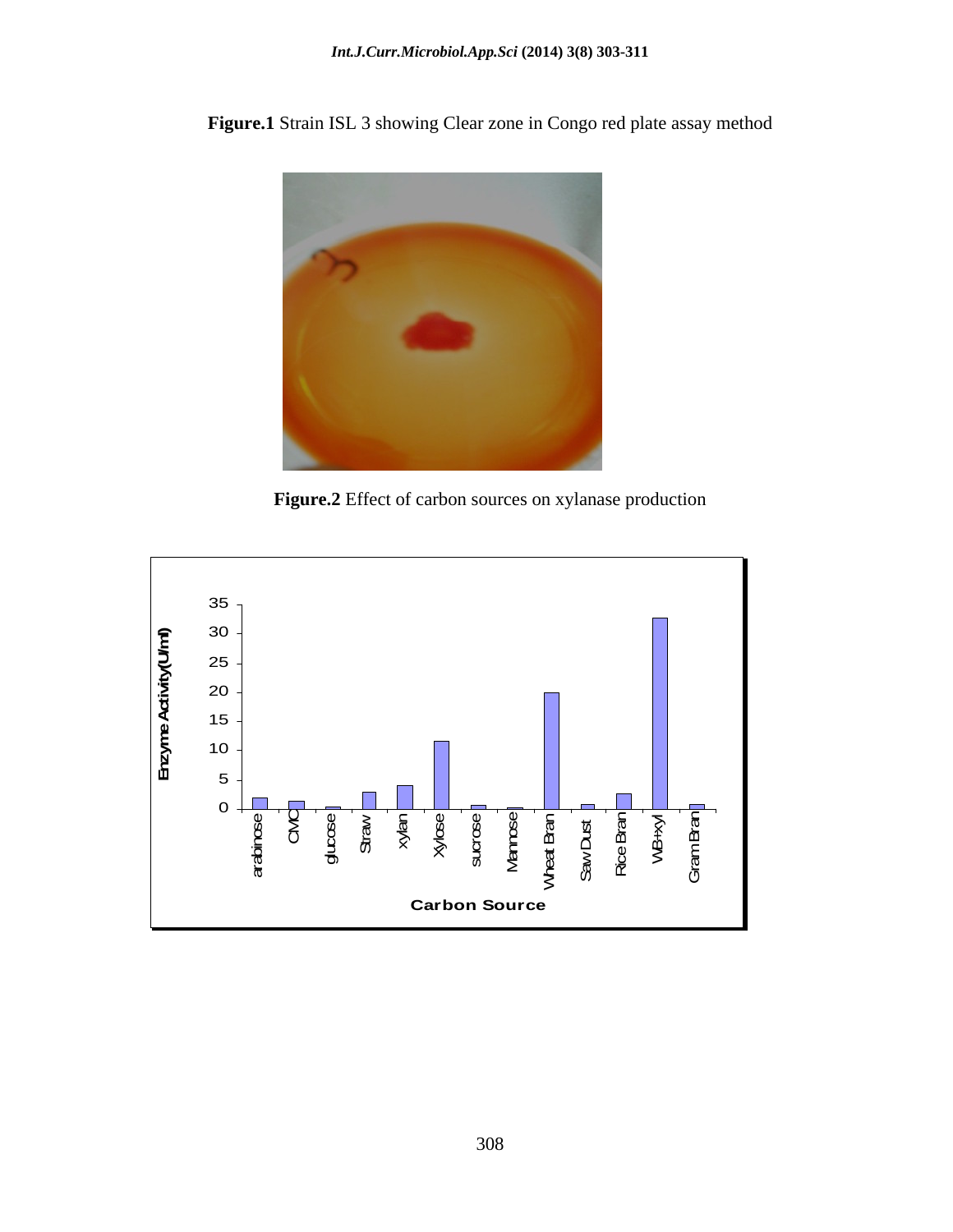**Figure.1** Strain ISL 3 showing Clear zone in Congo red plate assay method

**Figure.2** Effect of carbon sources on xylanase production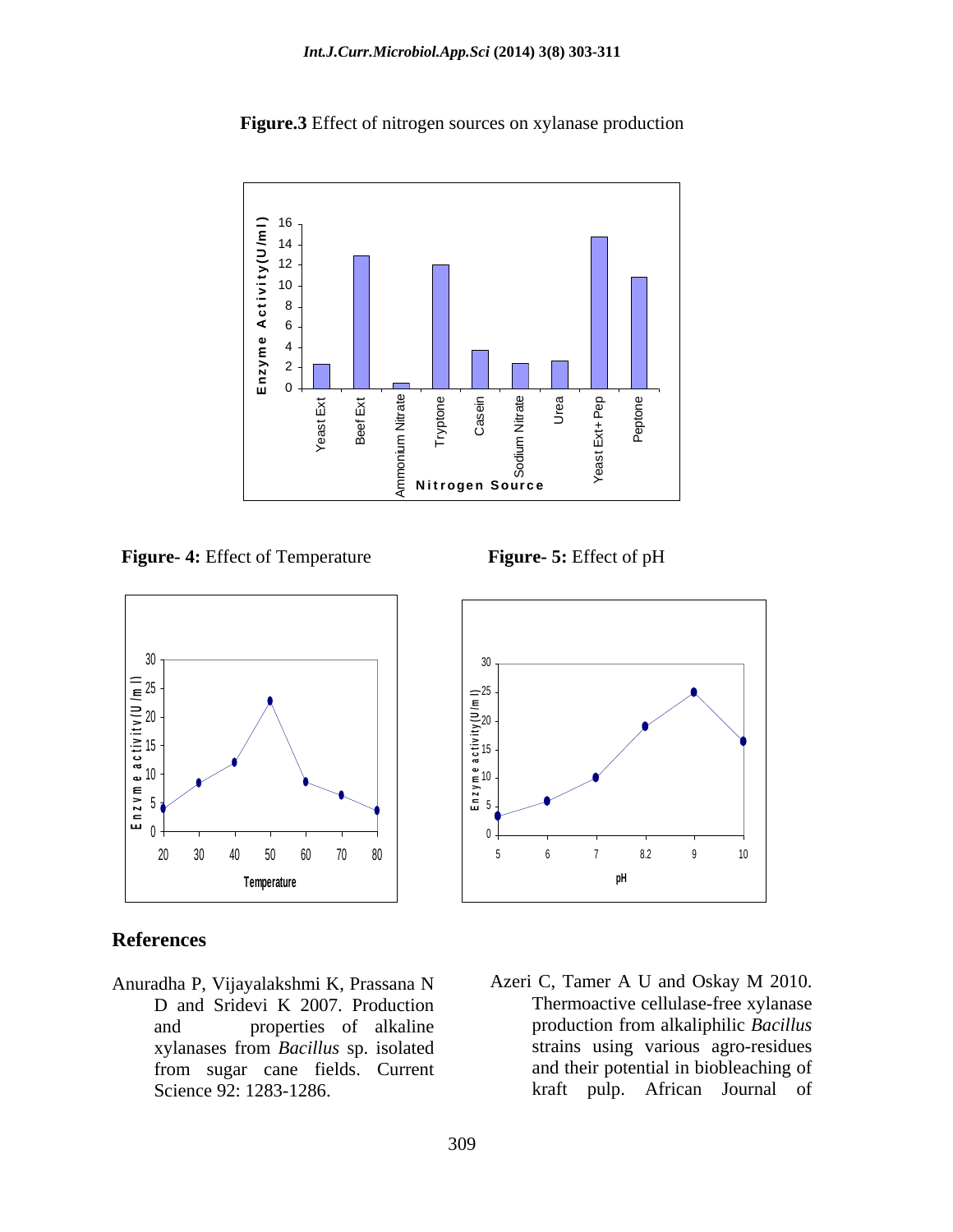**Figure.3** Effect of nitrogen sources on xylanase production

**Figure- 4:** Effect of Temperature

**Figure- 5:** Effect of pH

## References

Anuradha P, Vijayalakshmi K, Prassana N D and Sridevi K 2007. Production and properties of alkaline xylanases from *Bacillus* sp. isolated from sugar cane fields. Current Science 92: 1283-1286.

Azeri C, Tamer A U and Oskay M 2010. Thermoactive cellulase-free xylanase production from alkaliphilic *Bacillus* strains using various agro-residues and their potential in biobleaching of kraft pulp. African Journal of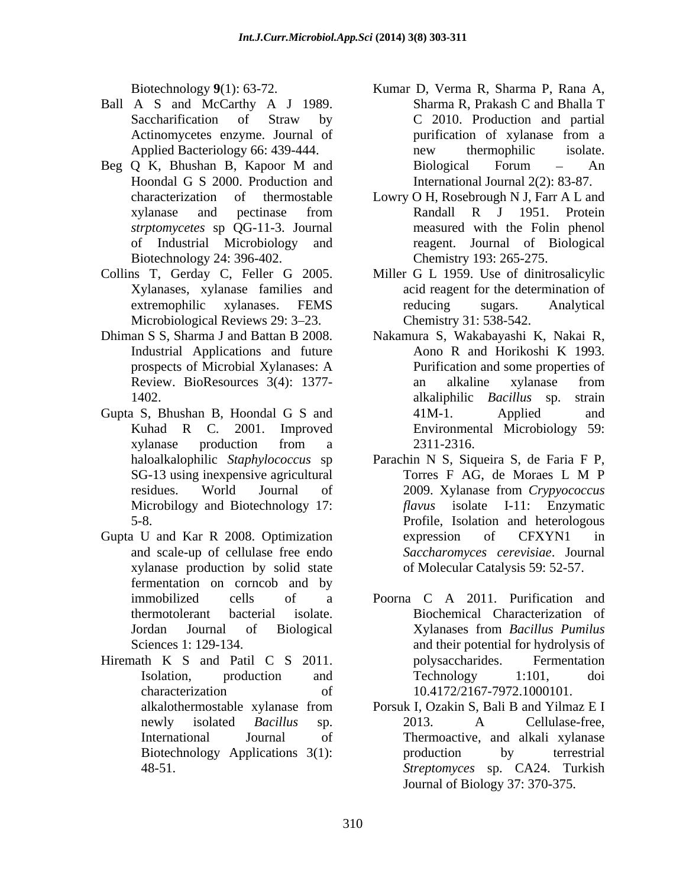Biotechnology **9**(1): 63-72.

Ball A S and McCarthy A J 1989. Saccharification of Straw by Actinomycetes enzyme. Journal of Applied Bacteriology 66: 439-444.

Beg Q K, Bhushan B, Kapoor M and Hoondal G S 2000. Production and characterization of thermostable xylanase and pectinase from *strptomycetes* sp QG-11-3. Journal of Industrial Microbiology and Biotechnology 24: 396-402.

Collins T, Gerday C, Feller G 2005. Xylanases, xylanase families and extremophilic xylanases. FEMS Microbiological Reviews 29: 3–23.

Dhiman S S, Sharma J and Battan B 2008. Industrial Applications and future prospects of Microbial Xylanases: A Review. BioResources 3(4): 1377-1402.

Gupta S, Bhushan B, Hoondal G S and Kuhad R C. 2001. Improved xylanase production from a haloalkalophilic *Staphylococcus* sp SG-13 using inexpensive agricultural residues. World Journal of Microbilogy and Biotechnology 17: 5-8.

Gupta U and Kar R 2008. Optimization and scale-up of cellulase free endo xylanase production by solid state fermentation on corncob and by immobilized cells of a thermotolerant bacterial isolate. Jordan Journal of Biological Sciences 1: 129-134.

Hiremath K S and Patil C S 2011. Isolation, production and characterization of alkalothermostable xylanase from newly isolated *Bacillus* sp. International Journal of Biotechnology Applications 3(1): 48-51.

Kumar D, Verma R, Sharma P, Rana A, Sharma R, Prakash C and Bhalla T C 2010. Production and partial purification of xylanase from a new thermophilic isolate. Biological Forum – An International Journal 2(2): 83-87.

Lowry O H, Rosebrough N J, Farr A L and Randall R J 1951. Protein measured with the Folin phenol reagent. Journal of Biological Chemistry 193: 265-275.

Miller G L 1959. Use of dinitrosalicylic acid reagent for the determination of reducing sugars. Analytical Chemistry 31: 538-542.

Nakamura S, Wakabayashi K, Nakai R, Aono R and Horikoshi K 1993. Purification and some properties of an alkaline xylanase from alkaliphilic *Bacillus* sp. strain 41M-1. Applied and Environmental Microbiology 59: 2311-2316.

Parachin N S, Siqueira S, de Faria F P, Torres F AG, de Moraes L M P 2009. Xylanase from *Crypyococcus flavus* isolate I-11: Enzymatic Profile, Isolation and heterologous expression of CFXYN1 in *Saccharomyces cerevisiae*. Journal of Molecular Catalysis 59: 52-57.

Poorna C A 2011. Purification and Biochemical Characterization of Xylanases from *Bacillus Pumilus* and their potential for hydrolysis of polysaccharides. Fermentation Technology 1:101, doi 10.4172/2167-7972.1000101.

Porsuk I, Ozakin S, Bali B and Yilmaz E I 2013. A Cellulase-free, Thermoactive, and alkali xylanase production by terrestrial *Streptomyces* sp. CA24. Turkish Journal of Biology 37: 370-375.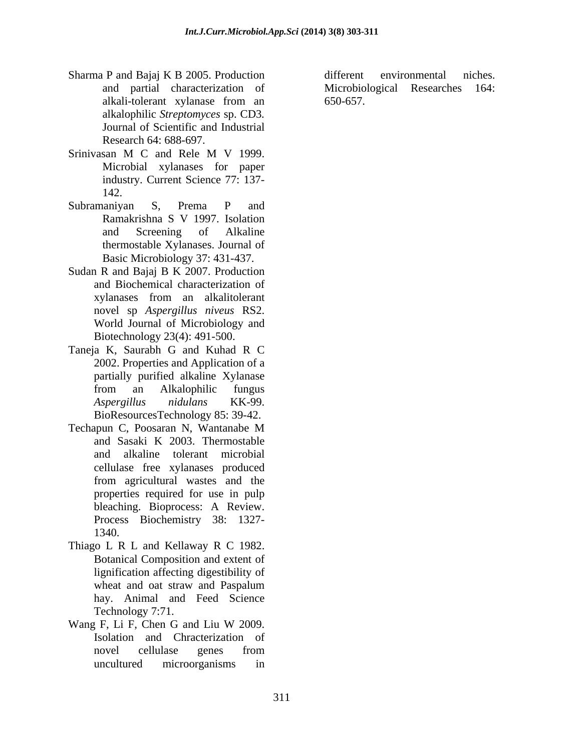Sharma P and Bajaj K B 2005. Production and partial characterization of alkali-tolerant xylanase from an alkalophilic *Streptomyces* sp. CD3. Journal of Scientific and Industrial Research 64: 688-697.

Srinivasan M C and Rele M V 1999. Microbial xylanases for paper industry. Current Science 77: 137-142.

Subramaniyan S, Prema P and Ramakrishna S V 1997. Isolation and Screening of Alkaline thermostable Xylanases. Journal of Basic Microbiology 37: 431-437.

Sudan R and Bajaj B K 2007. Production and Biochemical characterization of xylanases from an alkalitolerant novel sp *Aspergillus niveus* RS2. World Journal of Microbiology and Biotechnology 23(4): 491-500.

Taneja K, Saurabh G and Kuhad R C 2002. Properties and Application of a partially purified alkaline Xylanase from an Alkalophilic fungus *Aspergillus nidulans* KK-99. BioResourcesTechnology 85: 39-42.

Techapun C, Poosaran N, Wantanabe M and Sasaki K 2003. Thermostable and alkaline tolerant microbial cellulase free xylanases produced from agricultural wastes and the properties required for use in pulp bleaching. Bioprocess: A Review. Process Biochemistry 38: 1327-1340.

Thiago L R L and Kellaway R C 1982. Botanical Composition and extent of lignification affecting digestibility of wheat and oat straw and Paspalum hay. Animal and Feed Science Technology 7:71.

Wang F, Li F, Chen G and Liu W 2009. Isolation and Chracterization of novel cellulase genes from uncultured microorganisms in different environmental niches. Microbiological Researches 164: 650-657.